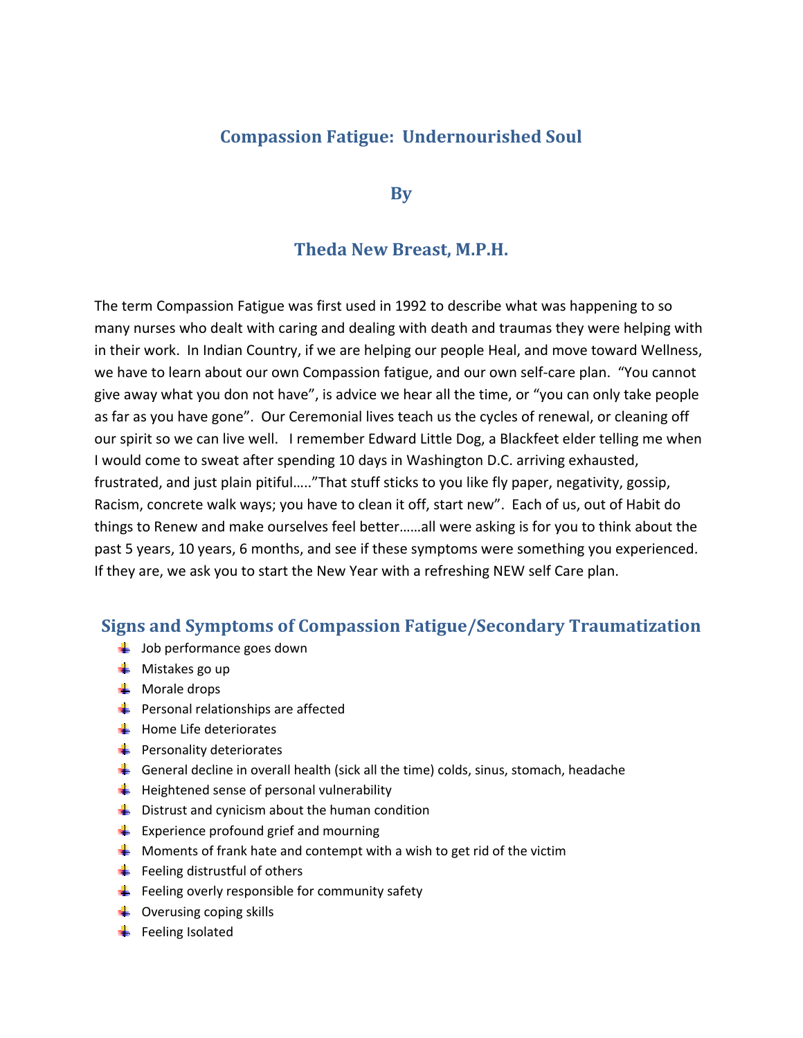# Compassion Fatigue: Undernourished Soul

### By

### Theda New Breast, M.P.H.

The term Compassion Fatigue was first used in 1992 to describe what was happening to so many nurses who dealt with caring and dealing with death and traumas they were helping with in their work. In Indian Country, if we are helping our people Heal, and move toward Wellness, we have to learn about our own Compassion fatigue, and our own self-care plan. "You cannot give away what you don not have", is advice we hear all the time, or "you can only take people as far as you have gone". Our Ceremonial lives teach us the cycles of renewal, or cleaning off our spirit so we can live well. I remember Edward Little Dog, a Blackfeet elder telling me when I would come to sweat after spending 10 days in Washington D.C. arriving exhausted, frustrated, and just plain pitiful….."That stuff sticks to you like fly paper, negativity, gossip, Racism, concrete walk ways; you have to clean it off, start new". Each of us, out of Habit do things to Renew and make ourselves feel better……all were asking is for you to think about the past 5 years, 10 years, 6 months, and see if these symptoms were something you experienced. If they are, we ask you to start the New Year with a refreshing NEW self Care plan.

## Signs and Symptoms of Compassion Fatigue/Secondary Traumatization

- Job performance goes down
- Mistakes go up
- Morale drops
- Personal relationships are affected
- Home Life deteriorates
- Personality deteriorates
- General decline in overall health (sick all the time) colds, sinus, stomach, headache
- Heightened sense of personal vulnerability
- Distrust and cynicism about the human condition
- Experience profound grief and mourning
- Moments of frank hate and contempt with a wish to get rid of the victim
- Feeling distrustful of others
- Feeling overly responsible for community safety
- Overusing coping skills
- Feeling Isolated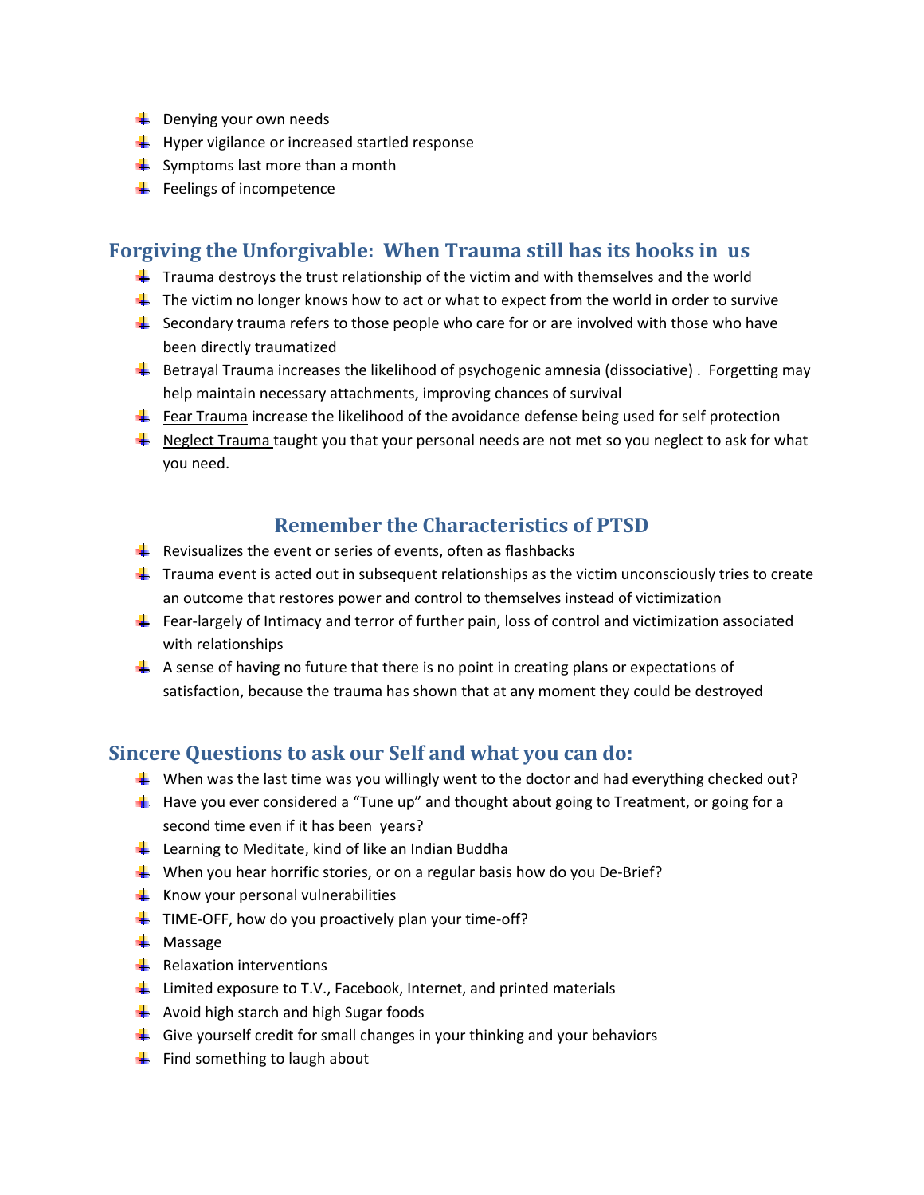- Denying your own needs
- Hyper vigilance or increased startled response
- Symptoms last more than a month
- Feelings of incompetence

## Forgiving the Unforgivable: When Trauma still has its hooks in us

- Trauma destroys the trust relationship of the victim and with themselves and the world
- The victim no longer knows how to act or what to expect from the world in order to survive
- Secondary trauma refers to those people who care for or are involved with those who have been directly traumatized
- Betrayal Trauma increases the likelihood of psychogenic amnesia (dissociative) . Forgetting may help maintain necessary attachments, improving chances of survival
- Fear Trauma increase the likelihood of the avoidance defense being used for self protection
- Neglect Trauma taught you that your personal needs are not met so you neglect to ask for what you need.

## Remember the Characteristics of PTSD

- Revisualizes the event or series of events, often as flashbacks
- Trauma event is acted out in subsequent relationships as the victim unconsciously tries to create an outcome that restores power and control to themselves instead of victimization
- Fear-largely of Intimacy and terror of further pain, loss of control and victimization associated with relationships
- A sense of having no future that there is no point in creating plans or expectations of satisfaction, because the trauma has shown that at any moment they could be destroyed

## Sincere Questions to ask our Self and what you can do:

- When was the last time was you willingly went to the doctor and had everything checked out?
- Have you ever considered a "Tune up" and thought about going to Treatment, or going for a second time even if it has been years?
- Learning to Meditate, kind of like an Indian Buddha
- When you hear horrific stories, or on a regular basis how do you De-Brief?
- Know your personal vulnerabilities
- TIME-OFF, how do you proactively plan your time-off?
- Massage
- Relaxation interventions
- Limited exposure to T.V., Facebook, Internet, and printed materials
- Avoid high starch and high Sugar foods
- Give yourself credit for small changes in your thinking and your behaviors
- Find something to laugh about